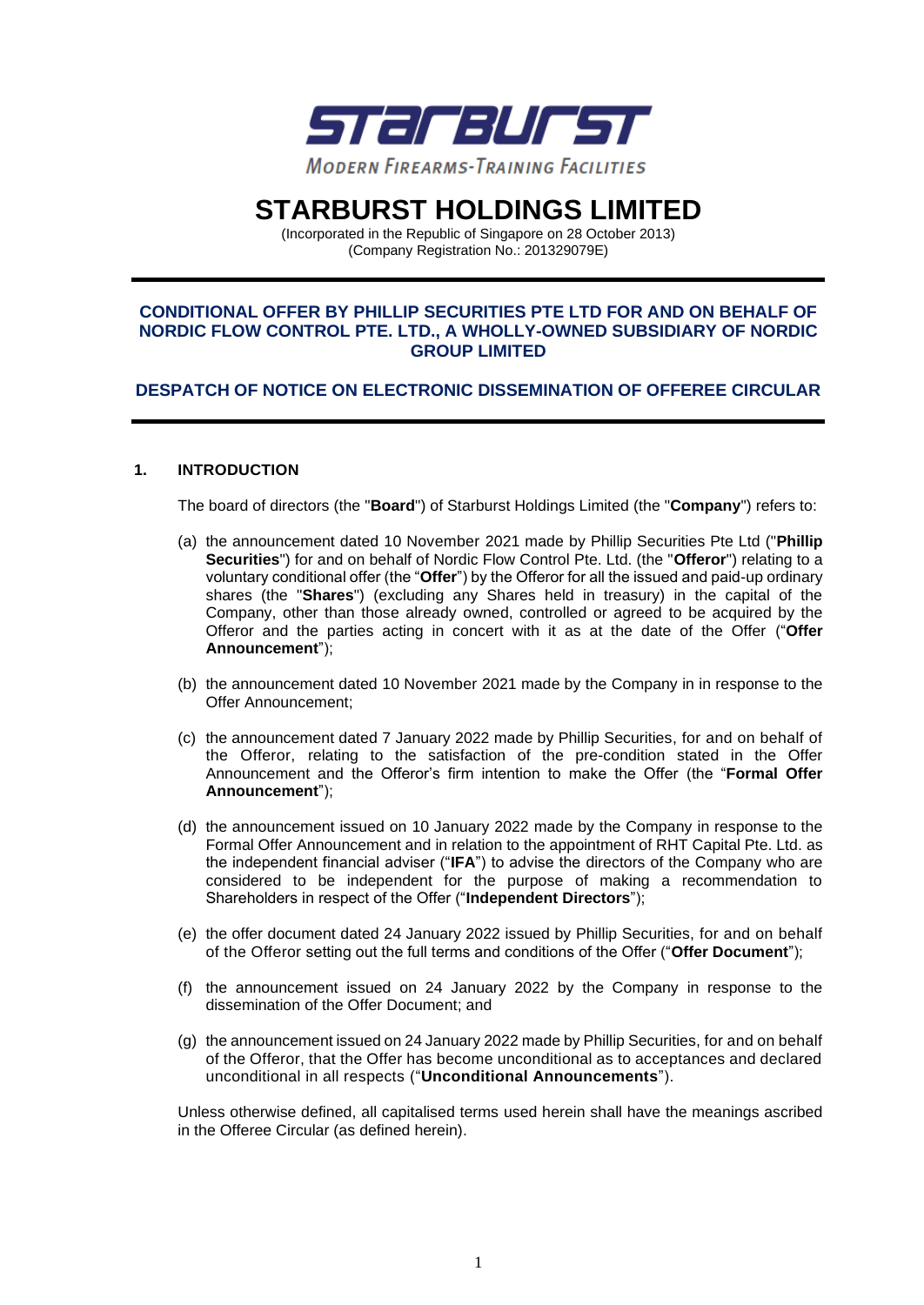STARBURST

MODERN FIREARMS-TRAINING FACILITIES

# STARBURST HOLDINGS LIMITED

(Incorporated in the Republic of Singapore on 28 October 2013)
(Company Registration No.: 201329079E)

---

**CONDITIONAL OFFER BY PHILLIP SECURITIES PTE LTD FOR AND ON BEHALF OF NORDIC FLOW CONTROL PTE. LTD., A WHOLLY-OWNED SUBSIDIARY OF NORDIC GROUP LIMITED**

**DESPATCH OF NOTICE ON ELECTRONIC DISSEMINATION OF OFFEREE CIRCULAR**

---

## 1. INTRODUCTION

The board of directors (the "**Board**") of Starburst Holdings Limited (the "**Company**") refers to:

(a) the announcement dated 10 November 2021 made by Phillip Securities Pte Ltd ("**Phillip Securities**") for and on behalf of Nordic Flow Control Pte. Ltd. (the "**Offeror**") relating to a voluntary conditional offer (the "**Offer**") by the Offeror for all the issued and paid-up ordinary shares (the "**Shares**") (excluding any Shares held in treasury) in the capital of the Company, other than those already owned, controlled or agreed to be acquired by the Offeror and the parties acting in concert with it as at the date of the Offer ("**Offer Announcement**");

(b) the announcement dated 10 November 2021 made by the Company in in response to the Offer Announcement;

(c) the announcement dated 7 January 2022 made by Phillip Securities, for and on behalf of the Offeror, relating to the satisfaction of the pre-condition stated in the Offer Announcement and the Offeror's firm intention to make the Offer (the "**Formal Offer Announcement**");

(d) the announcement issued on 10 January 2022 made by the Company in response to the Formal Offer Announcement and in relation to the appointment of RHT Capital Pte. Ltd. as the independent financial adviser ("**IFA**") to advise the directors of the Company who are considered to be independent for the purpose of making a recommendation to Shareholders in respect of the Offer ("**Independent Directors**");

(e) the offer document dated 24 January 2022 issued by Phillip Securities, for and on behalf of the Offeror setting out the full terms and conditions of the Offer ("**Offer Document**");

(f) the announcement issued on 24 January 2022 by the Company in response to the dissemination of the Offer Document; and

(g) the announcement issued on 24 January 2022 made by Phillip Securities, for and on behalf of the Offeror, that the Offer has become unconditional as to acceptances and declared unconditional in all respects ("**Unconditional Announcements**").

Unless otherwise defined, all capitalised terms used herein shall have the meanings ascribed in the Offeree Circular (as defined herein).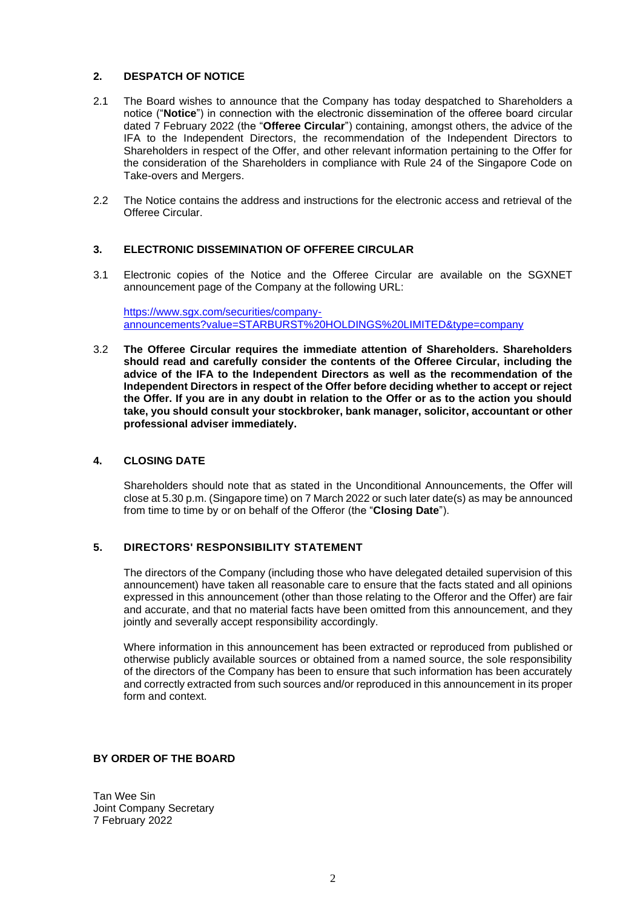## 2. DESPATCH OF NOTICE

2.1 The Board wishes to announce that the Company has today despatched to Shareholders a notice ("**Notice**") in connection with the electronic dissemination of the offeree board circular dated 7 February 2022 (the "**Offeree Circular**") containing, amongst others, the advice of the IFA to the Independent Directors, the recommendation of the Independent Directors to Shareholders in respect of the Offer, and other relevant information pertaining to the Offer for the consideration of the Shareholders in compliance with Rule 24 of the Singapore Code on Take-overs and Mergers.

2.2 The Notice contains the address and instructions for the electronic access and retrieval of the Offeree Circular.

## 3. ELECTRONIC DISSEMINATION OF OFFEREE CIRCULAR

3.1 Electronic copies of the Notice and the Offeree Circular are available on the SGXNET announcement page of the Company at the following URL:

[https://www.sgx.com/securities/company-announcements?value=STARBURST%20HOLDINGS%20LIMITED&type=company](https://www.sgx.com/securities/company-announcements?value=STARBURST%20HOLDINGS%20LIMITED&type=company)

3.2 **The Offeree Circular requires the immediate attention of Shareholders. Shareholders should read and carefully consider the contents of the Offeree Circular, including the advice of the IFA to the Independent Directors as well as the recommendation of the Independent Directors in respect of the Offer before deciding whether to accept or reject the Offer. If you are in any doubt in relation to the Offer or as to the action you should take, you should consult your stockbroker, bank manager, solicitor, accountant or other professional adviser immediately.**

## 4. CLOSING DATE

Shareholders should note that as stated in the Unconditional Announcements, the Offer will close at 5.30 p.m. (Singapore time) on 7 March 2022 or such later date(s) as may be announced from time to time by or on behalf of the Offeror (the "**Closing Date**").

## 5. DIRECTORS' RESPONSIBILITY STATEMENT

The directors of the Company (including those who have delegated detailed supervision of this announcement) have taken all reasonable care to ensure that the facts stated and all opinions expressed in this announcement (other than those relating to the Offeror and the Offer) are fair and accurate, and that no material facts have been omitted from this announcement, and they jointly and severally accept responsibility accordingly.

Where information in this announcement has been extracted or reproduced from published or otherwise publicly available sources or obtained from a named source, the sole responsibility of the directors of the Company has been to ensure that such information has been accurately and correctly extracted from such sources and/or reproduced in this announcement in its proper form and context.

**BY ORDER OF THE BOARD**

Tan Wee Sin
Joint Company Secretary
7 February 2022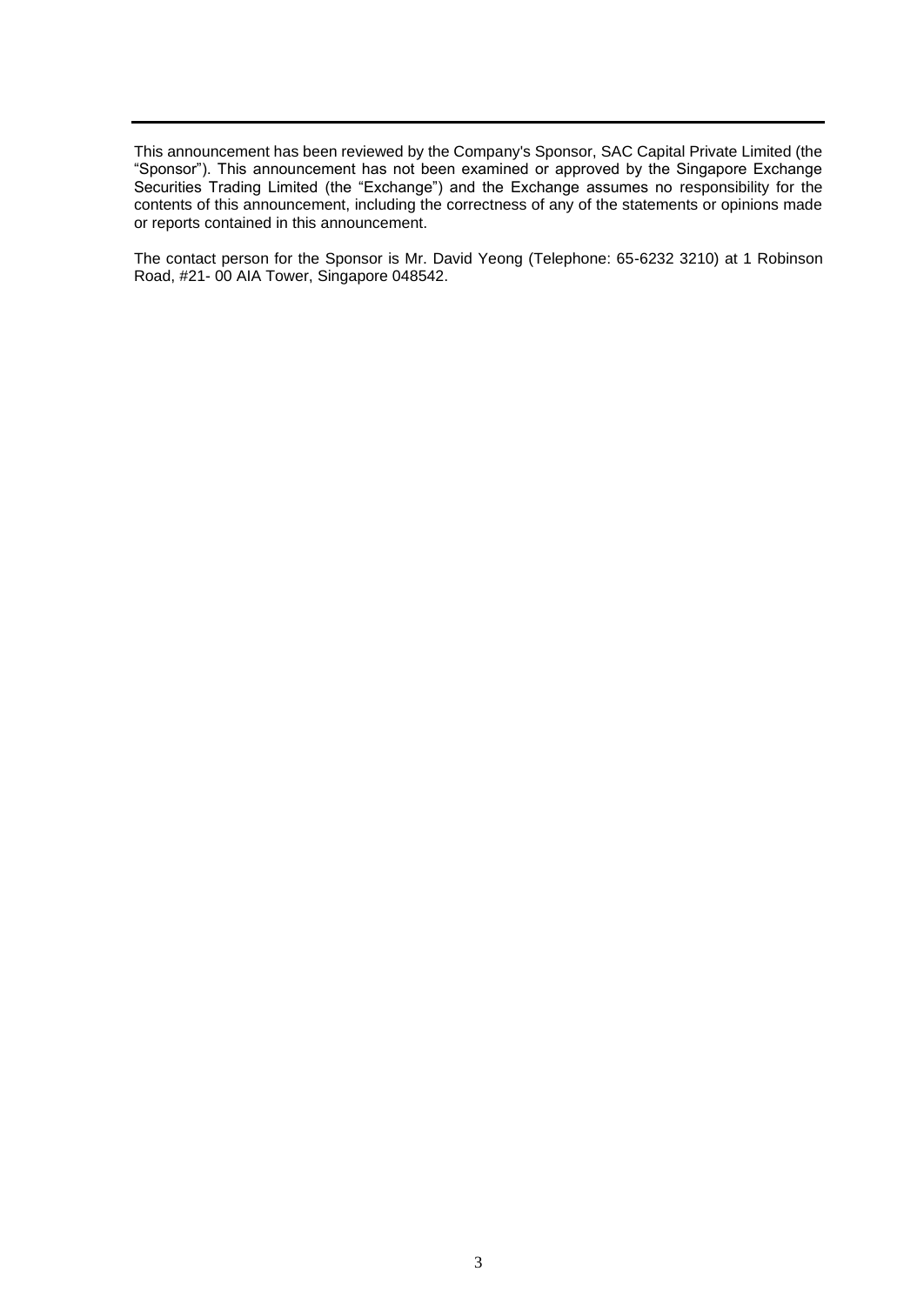---

This announcement has been reviewed by the Company's Sponsor, SAC Capital Private Limited (the "Sponsor"). This announcement has not been examined or approved by the Singapore Exchange Securities Trading Limited (the "Exchange") and the Exchange assumes no responsibility for the contents of this announcement, including the correctness of any of the statements or opinions made or reports contained in this announcement.

The contact person for the Sponsor is Mr. David Yeong (Telephone: 65-6232 3210) at 1 Robinson Road, #21- 00 AIA Tower, Singapore 048542.